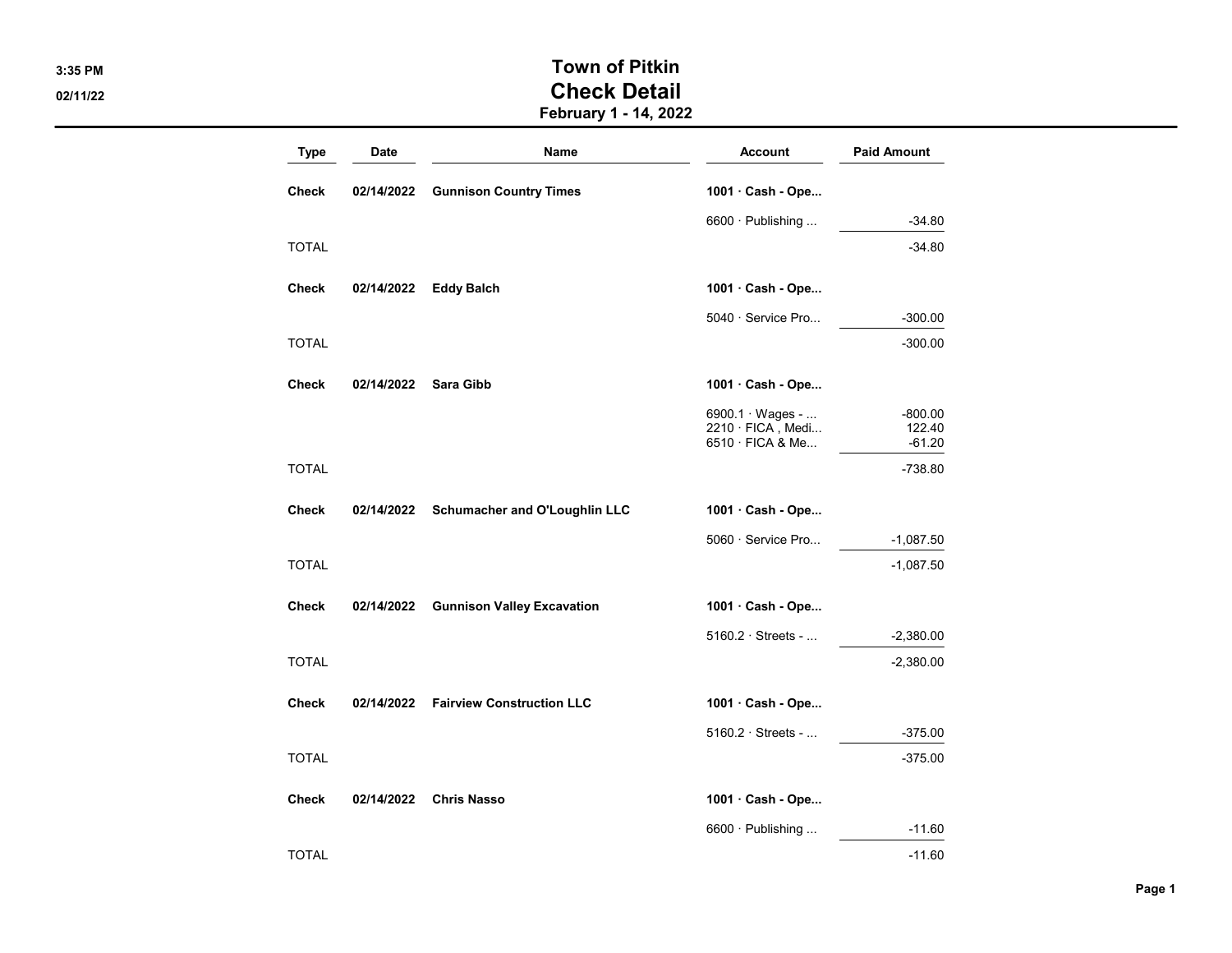# Town of Pitkin

## Check Detail

### February 1 - 14, 2022

| Type | Date | Name | Account | Paid Amount |
|---|---|---|---|---|
| **Check** | **02/14/2022** | **Gunnison Country Times** | **1001 · Cash - Ope...** | |
| | | | 6600 · Publishing ... | -34.80 |
| TOTAL | | | | -34.80 |
| **Check** | **02/14/2022** | **Eddy Balch** | **1001 · Cash - Ope...** | |
| | | | 5040 · Service Pro... | -300.00 |
| TOTAL | | | | -300.00 |
| **Check** | **02/14/2022** | **Sara Gibb** | **1001 · Cash - Ope...** | |
| | | | 6900.1 · Wages - ... | -800.00 |
| | | | 2210 · FICA , Medi... | 122.40 |
| | | | 6510 · FICA & Me... | -61.20 |
| TOTAL | | | | -738.80 |
| **Check** | **02/14/2022** | **Schumacher and O'Loughlin LLC** | **1001 · Cash - Ope...** | |
| | | | 5060 · Service Pro... | -1,087.50 |
| TOTAL | | | | -1,087.50 |
| **Check** | **02/14/2022** | **Gunnison Valley Excavation** | **1001 · Cash - Ope...** | |
| | | | 5160.2 · Streets - ... | -2,380.00 |
| TOTAL | | | | -2,380.00 |
| **Check** | **02/14/2022** | **Fairview Construction LLC** | **1001 · Cash - Ope...** | |
| | | | 5160.2 · Streets - ... | -375.00 |
| TOTAL | | | | -375.00 |
| **Check** | **02/14/2022** | **Chris Nasso** | **1001 · Cash - Ope...** | |
| | | | 6600 · Publishing ... | -11.60 |
| TOTAL | | | | -11.60 |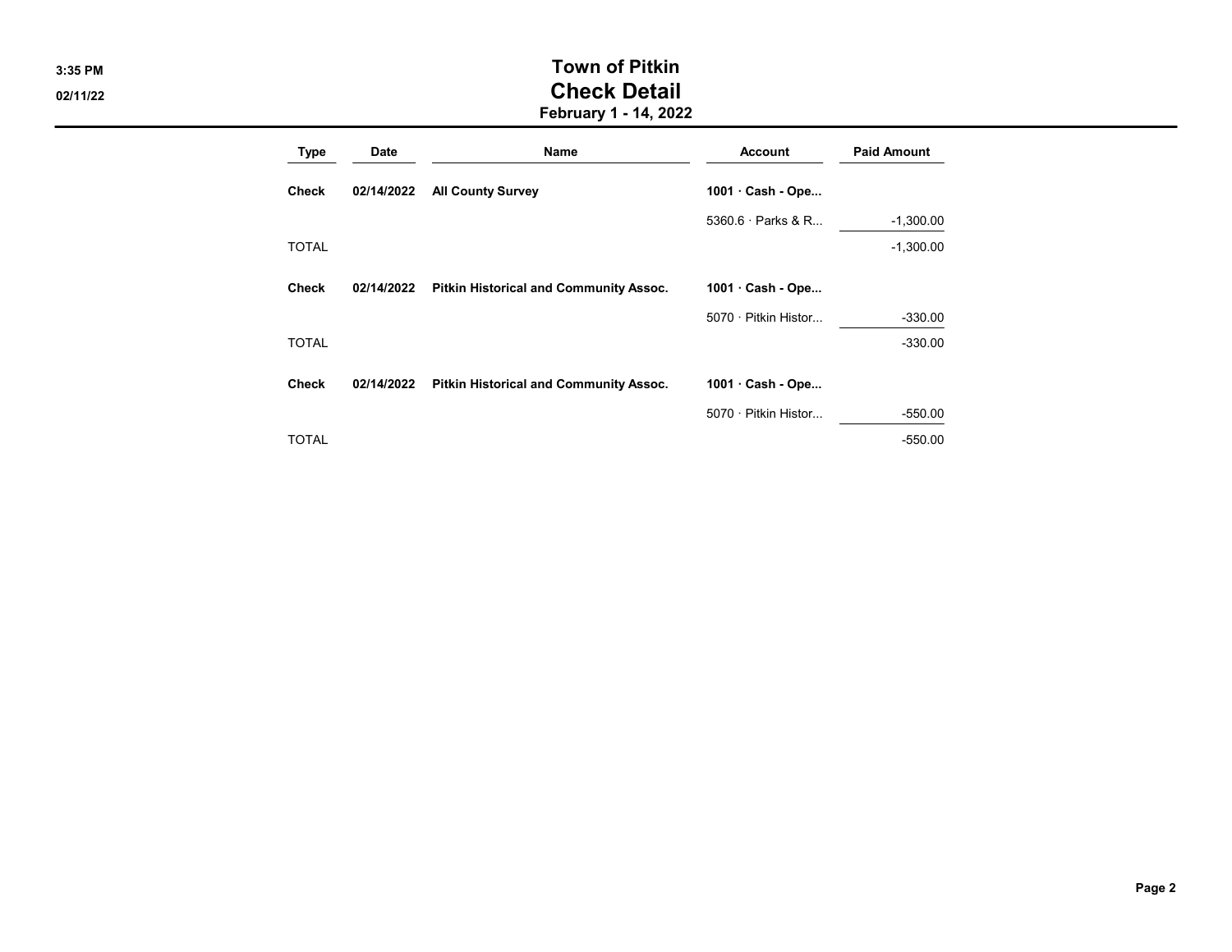# Town of Pitkin
## Check Detail
### February 1 - 14, 2022

| Type | Date | Name | Account | Paid Amount |
| --- | --- | --- | --- | --- |
| **Check** | **02/14/2022** | **All County Survey** | **1001 · Cash - Ope...** | |
| | | | 5360.6 · Parks & R... | -1,300.00 |
| TOTAL | | | | -1,300.00 |
| **Check** | **02/14/2022** | **Pitkin Historical and Community Assoc.** | **1001 · Cash - Ope...** | |
| | | | 5070 · Pitkin Histor... | -330.00 |
| TOTAL | | | | -330.00 |
| **Check** | **02/14/2022** | **Pitkin Historical and Community Assoc.** | **1001 · Cash - Ope...** | |
| | | | 5070 · Pitkin Histor... | -550.00 |
| TOTAL | | | | -550.00 |